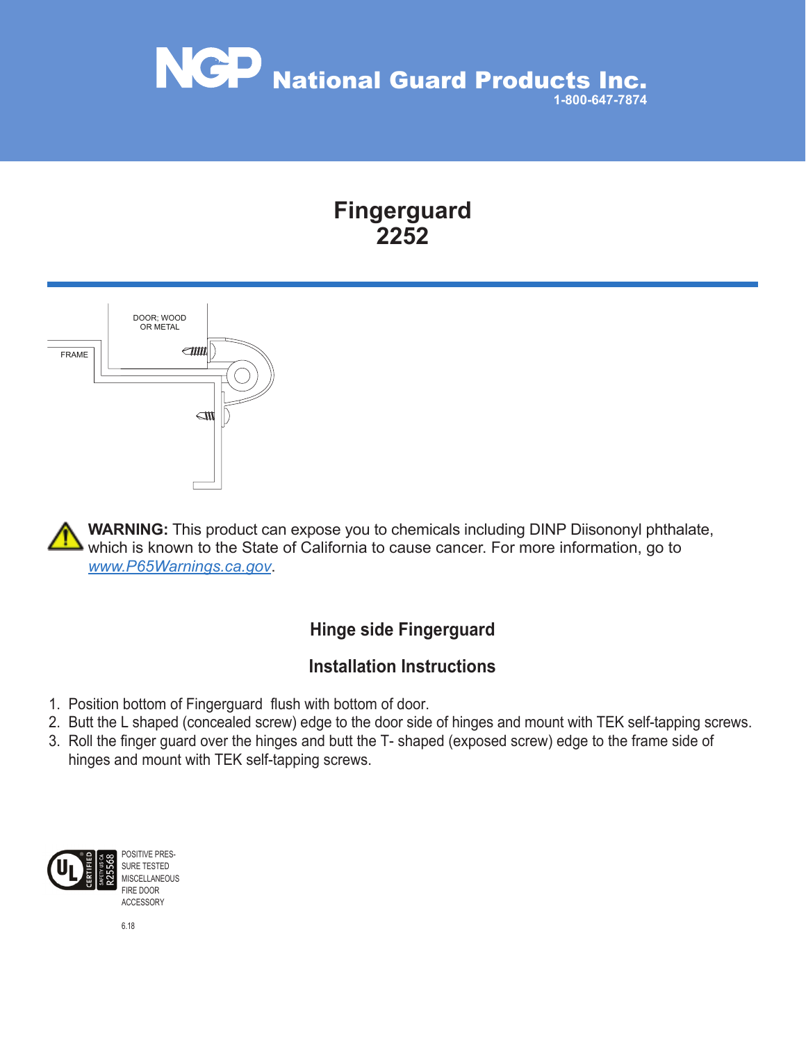# NGP National Guard Products Inc.

1-800-647-7874

# Fingerguard 2252

DOOR: WOOD OR METAL

FRAME

**WARNING:** This product can expose you to chemicals including DINP Diisononyl phthalate, which is known to the State of California to cause cancer. For more information, go to www.P65Warnings.ca.gov.

## Hinge side Fingerguard

## Installation Instructions

1. Position bottom of Fingerguard flush with bottom of door.
2. Butt the L shaped (concealed screw) edge to the door side of hinges and mount with TEK self-tapping screws.
3. Roll the finger guard over the hinges and butt the T- shaped (exposed screw) edge to the frame side of hinges and mount with TEK self-tapping screws.

UL CERTIFIED SAFETY US CA R25568

POSITIVE PRESSURE TESTED MISCELLANEOUS FIRE DOOR ACCESSORY

6.18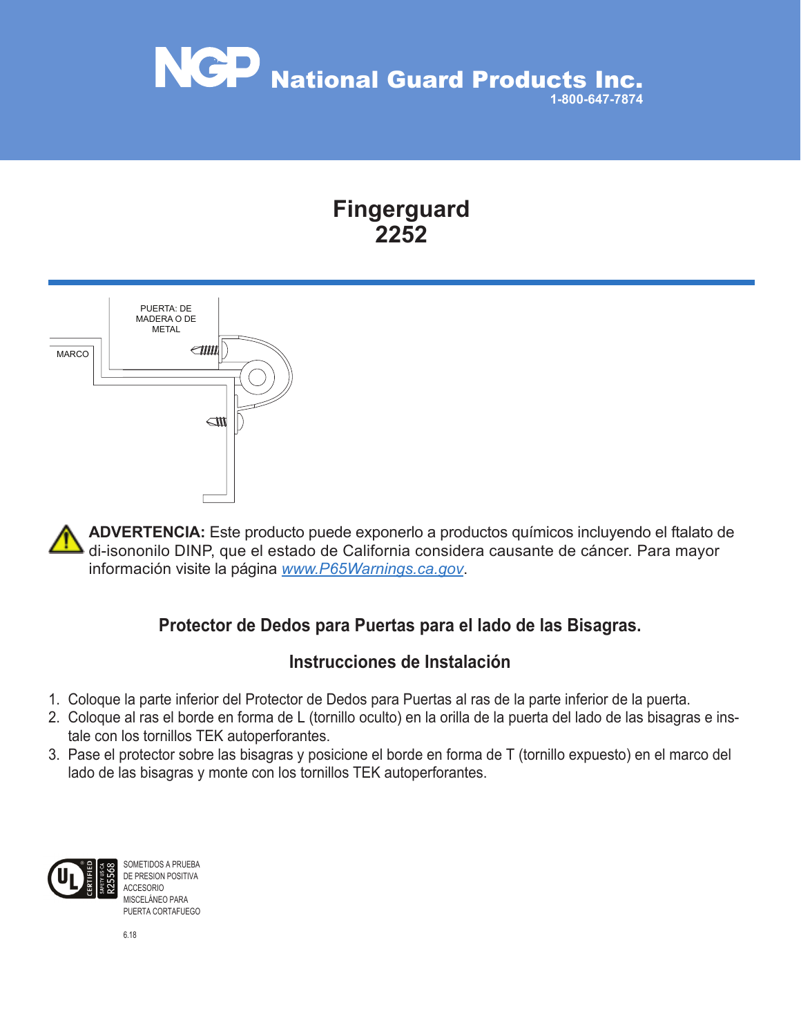# NGP National Guard Products Inc.

1-800-647-7874

## Fingerguard 2252

PUERTA: DE MADERA O DE METAL

MARCO

**ADVERTENCIA:** Este producto puede exponerlo a productos químicos incluyendo el ftalato de di-isononilo DINP, que el estado de California considera causante de cáncer. Para mayor información visite la página [www.P65Warnings.ca.gov](http://www.P65Warnings.ca.gov).

### Protector de Dedos para Puertas para el lado de las Bisagras.

### Instrucciones de Instalación

1. Coloque la parte inferior del Protector de Dedos para Puertas al ras de la parte inferior de la puerta.
2. Coloque al ras el borde en forma de L (tornillo oculto) en la orilla de la puerta del lado de las bisagras e instale con los tornillos TEK autoperforantes.
3. Pase el protector sobre las bisagras y posicione el borde en forma de T (tornillo expuesto) en el marco del lado de las bisagras y monte con los tornillos TEK autoperforantes.

UL CERTIFIED SAFETY US CA R25568

SOMETIDOS A PRUEBA DE PRESION POSITIVA ACCESORIO MISCELÁNEO PARA PUERTA CORTAFUEGO

6.18